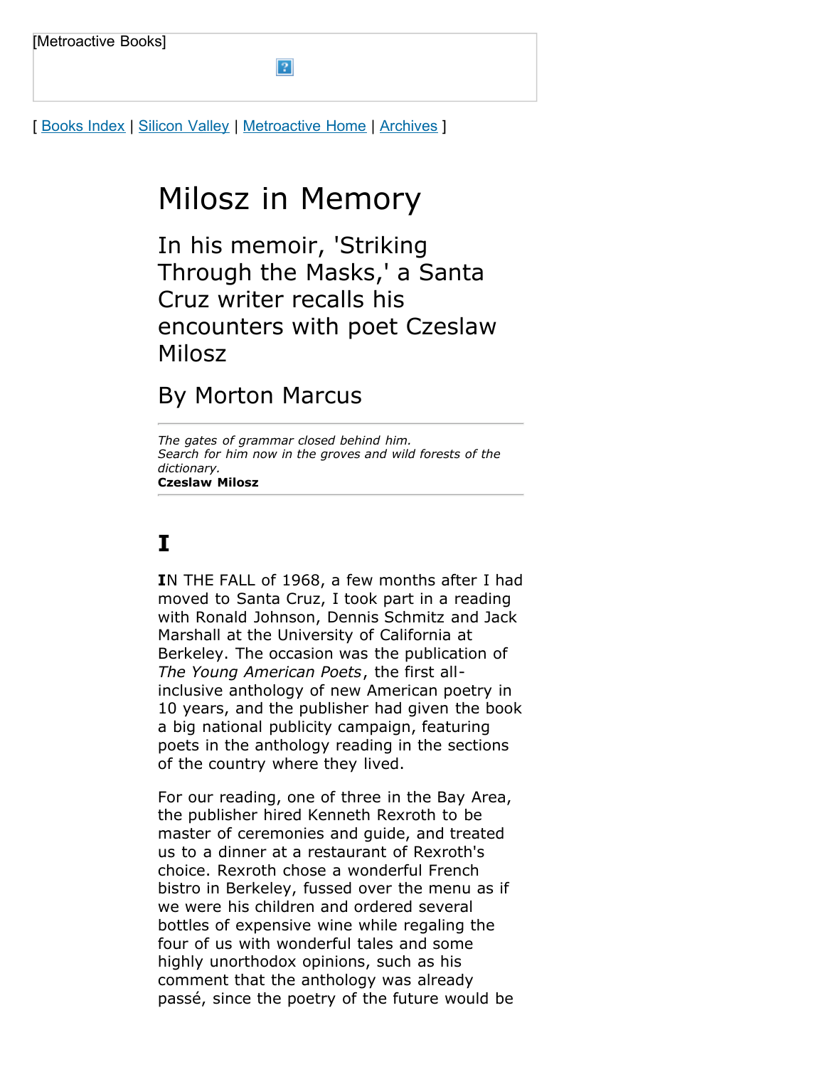[Metroactive Books]

[ Books Index | Silicon Valley | Metroactive Home | Archives ]

# Milosz in Memory

## In his memoir, 'Striking Through the Masks,' a Santa Cruz writer recalls his encounters with poet Czeslaw Milosz

## By Morton Marcus

---

*The gates of grammar closed behind him.*
*Search for him now in the groves and wild forests of the dictionary.*
**Czeslaw Milosz**

---

# I

**I**N THE FALL of 1968, a few months after I had moved to Santa Cruz, I took part in a reading with Ronald Johnson, Dennis Schmitz and Jack Marshall at the University of California at Berkeley. The occasion was the publication of *The Young American Poets*, the first all-inclusive anthology of new American poetry in 10 years, and the publisher had given the book a big national publicity campaign, featuring poets in the anthology reading in the sections of the country where they lived.

For our reading, one of three in the Bay Area, the publisher hired Kenneth Rexroth to be master of ceremonies and guide, and treated us to a dinner at a restaurant of Rexroth's choice. Rexroth chose a wonderful French bistro in Berkeley, fussed over the menu as if we were his children and ordered several bottles of expensive wine while regaling the four of us with wonderful tales and some highly unorthodox opinions, such as his comment that the anthology was already passé, since the poetry of the future would be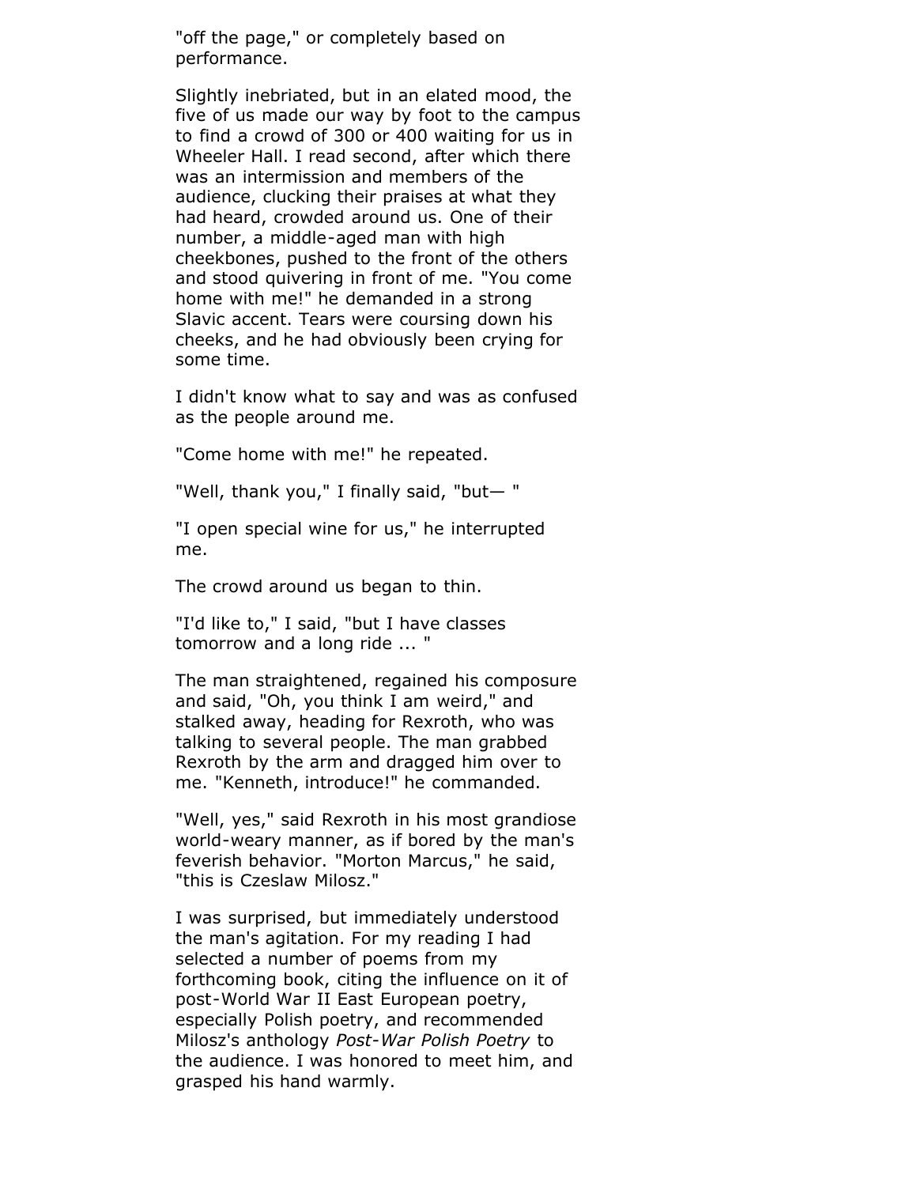"off the page," or completely based on performance.

Slightly inebriated, but in an elated mood, the five of us made our way by foot to the campus to find a crowd of 300 or 400 waiting for us in Wheeler Hall. I read second, after which there was an intermission and members of the audience, clucking their praises at what they had heard, crowded around us. One of their number, a middle-aged man with high cheekbones, pushed to the front of the others and stood quivering in front of me. "You come home with me!" he demanded in a strong Slavic accent. Tears were coursing down his cheeks, and he had obviously been crying for some time.

I didn't know what to say and was as confused as the people around me.

"Come home with me!" he repeated.

"Well, thank you," I finally said, "but— "

"I open special wine for us," he interrupted me.

The crowd around us began to thin.

"I'd like to," I said, "but I have classes tomorrow and a long ride ... "

The man straightened, regained his composure and said, "Oh, you think I am weird," and stalked away, heading for Rexroth, who was talking to several people. The man grabbed Rexroth by the arm and dragged him over to me. "Kenneth, introduce!" he commanded.

"Well, yes," said Rexroth in his most grandiose world-weary manner, as if bored by the man's feverish behavior. "Morton Marcus," he said, "this is Czeslaw Milosz."

I was surprised, but immediately understood the man's agitation. For my reading I had selected a number of poems from my forthcoming book, citing the influence on it of post-World War II East European poetry, especially Polish poetry, and recommended Milosz's anthology *Post-War Polish Poetry* to the audience. I was honored to meet him, and grasped his hand warmly.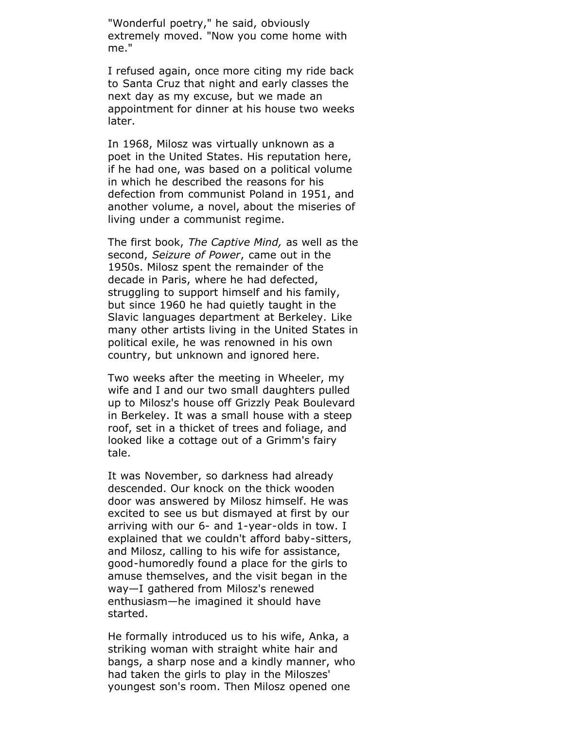"Wonderful poetry," he said, obviously extremely moved. "Now you come home with me."

I refused again, once more citing my ride back to Santa Cruz that night and early classes the next day as my excuse, but we made an appointment for dinner at his house two weeks later.

In 1968, Milosz was virtually unknown as a poet in the United States. His reputation here, if he had one, was based on a political volume in which he described the reasons for his defection from communist Poland in 1951, and another volume, a novel, about the miseries of living under a communist regime.

The first book, *The Captive Mind,* as well as the second, *Seizure of Power*, came out in the 1950s. Milosz spent the remainder of the decade in Paris, where he had defected, struggling to support himself and his family, but since 1960 he had quietly taught in the Slavic languages department at Berkeley. Like many other artists living in the United States in political exile, he was renowned in his own country, but unknown and ignored here.

Two weeks after the meeting in Wheeler, my wife and I and our two small daughters pulled up to Milosz's house off Grizzly Peak Boulevard in Berkeley. It was a small house with a steep roof, set in a thicket of trees and foliage, and looked like a cottage out of a Grimm's fairy tale.

It was November, so darkness had already descended. Our knock on the thick wooden door was answered by Milosz himself. He was excited to see us but dismayed at first by our arriving with our 6- and 1-year-olds in tow. I explained that we couldn't afford baby-sitters, and Milosz, calling to his wife for assistance, good-humoredly found a place for the girls to amuse themselves, and the visit began in the way—I gathered from Milosz's renewed enthusiasm—he imagined it should have started.

He formally introduced us to his wife, Anka, a striking woman with straight white hair and bangs, a sharp nose and a kindly manner, who had taken the girls to play in the Miloszes' youngest son's room. Then Milosz opened one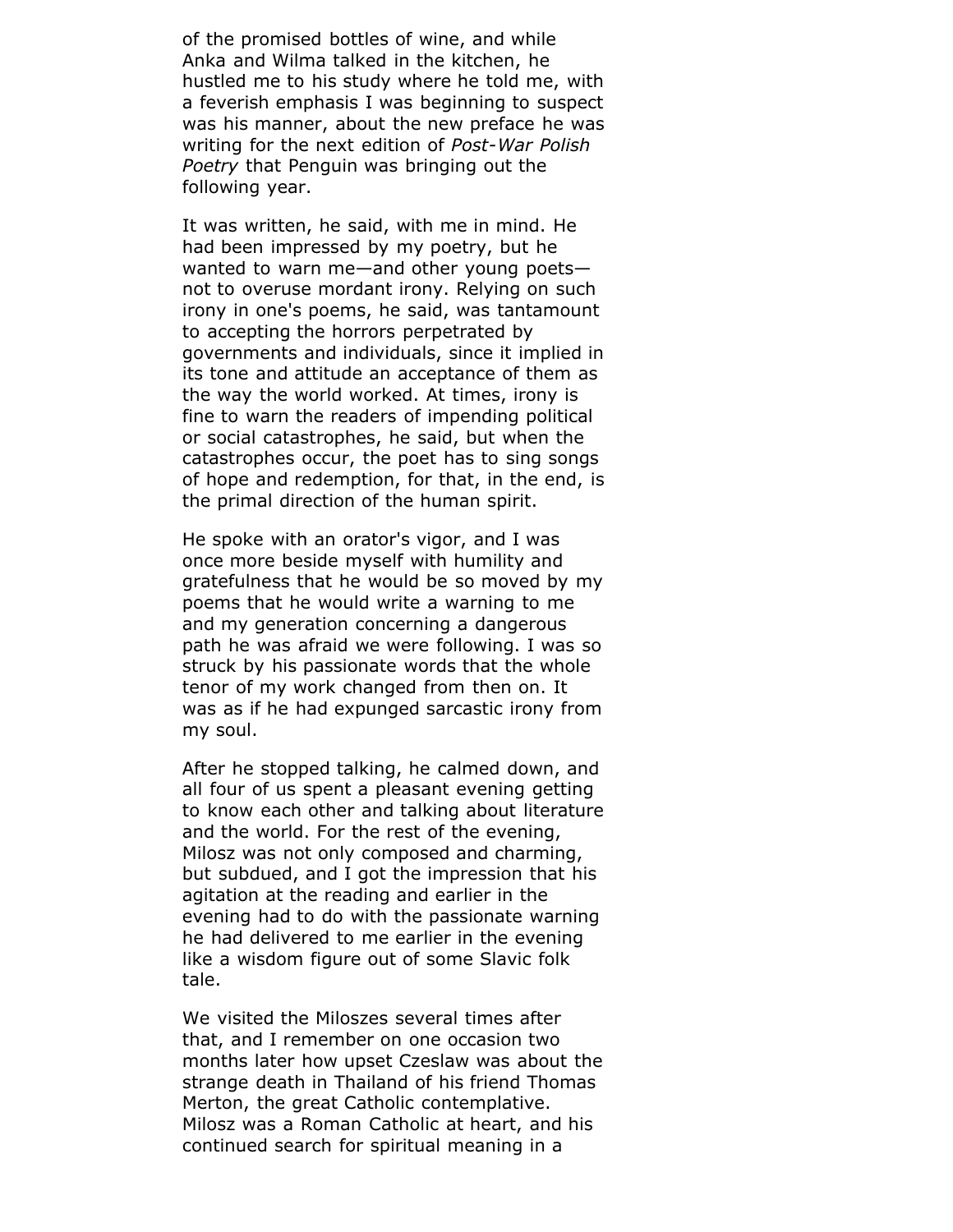of the promised bottles of wine, and while Anka and Wilma talked in the kitchen, he hustled me to his study where he told me, with a feverish emphasis I was beginning to suspect was his manner, about the new preface he was writing for the next edition of *Post-War Polish Poetry* that Penguin was bringing out the following year.

It was written, he said, with me in mind. He had been impressed by my poetry, but he wanted to warn me—and other young poets—not to overuse mordant irony. Relying on such irony in one's poems, he said, was tantamount to accepting the horrors perpetrated by governments and individuals, since it implied in its tone and attitude an acceptance of them as the way the world worked. At times, irony is fine to warn the readers of impending political or social catastrophes, he said, but when the catastrophes occur, the poet has to sing songs of hope and redemption, for that, in the end, is the primal direction of the human spirit.

He spoke with an orator's vigor, and I was once more beside myself with humility and gratefulness that he would be so moved by my poems that he would write a warning to me and my generation concerning a dangerous path he was afraid we were following. I was so struck by his passionate words that the whole tenor of my work changed from then on. It was as if he had expunged sarcastic irony from my soul.

After he stopped talking, he calmed down, and all four of us spent a pleasant evening getting to know each other and talking about literature and the world. For the rest of the evening, Milosz was not only composed and charming, but subdued, and I got the impression that his agitation at the reading and earlier in the evening had to do with the passionate warning he had delivered to me earlier in the evening like a wisdom figure out of some Slavic folk tale.

We visited the Miloszes several times after that, and I remember on one occasion two months later how upset Czeslaw was about the strange death in Thailand of his friend Thomas Merton, the great Catholic contemplative. Milosz was a Roman Catholic at heart, and his continued search for spiritual meaning in a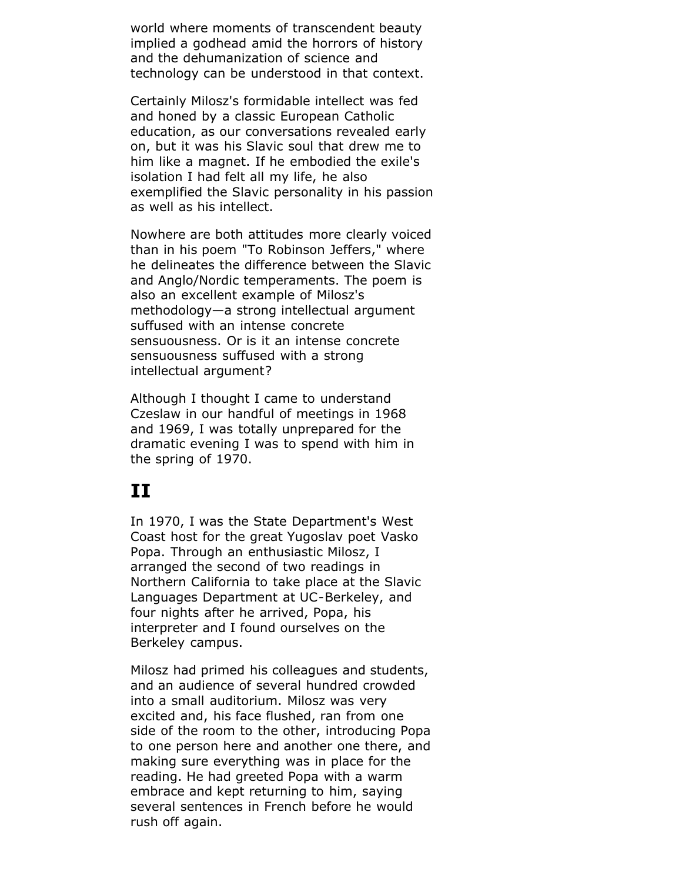world where moments of transcendent beauty implied a godhead amid the horrors of history and the dehumanization of science and technology can be understood in that context.

Certainly Milosz's formidable intellect was fed and honed by a classic European Catholic education, as our conversations revealed early on, but it was his Slavic soul that drew me to him like a magnet. If he embodied the exile's isolation I had felt all my life, he also exemplified the Slavic personality in his passion as well as his intellect.

Nowhere are both attitudes more clearly voiced than in his poem "To Robinson Jeffers," where he delineates the difference between the Slavic and Anglo/Nordic temperaments. The poem is also an excellent example of Milosz's methodology—a strong intellectual argument suffused with an intense concrete sensuousness. Or is it an intense concrete sensuousness suffused with a strong intellectual argument?

Although I thought I came to understand Czeslaw in our handful of meetings in 1968 and 1969, I was totally unprepared for the dramatic evening I was to spend with him in the spring of 1970.

## II

In 1970, I was the State Department's West Coast host for the great Yugoslav poet Vasko Popa. Through an enthusiastic Milosz, I arranged the second of two readings in Northern California to take place at the Slavic Languages Department at UC-Berkeley, and four nights after he arrived, Popa, his interpreter and I found ourselves on the Berkeley campus.

Milosz had primed his colleagues and students, and an audience of several hundred crowded into a small auditorium. Milosz was very excited and, his face flushed, ran from one side of the room to the other, introducing Popa to one person here and another one there, and making sure everything was in place for the reading. He had greeted Popa with a warm embrace and kept returning to him, saying several sentences in French before he would rush off again.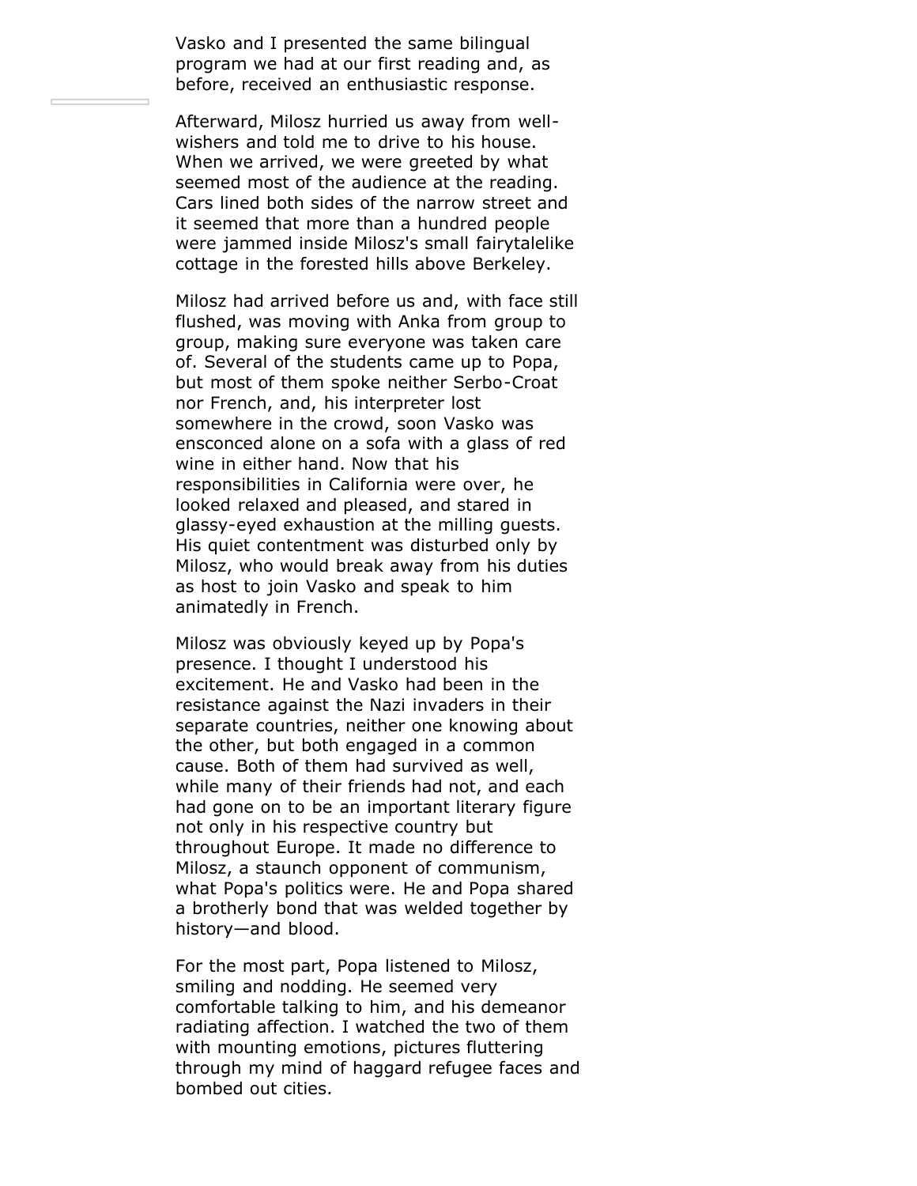Vasko and I presented the same bilingual program we had at our first reading and, as before, received an enthusiastic response.

Afterward, Milosz hurried us away from well-wishers and told me to drive to his house. When we arrived, we were greeted by what seemed most of the audience at the reading. Cars lined both sides of the narrow street and it seemed that more than a hundred people were jammed inside Milosz's small fairytalelike cottage in the forested hills above Berkeley.

Milosz had arrived before us and, with face still flushed, was moving with Anka from group to group, making sure everyone was taken care of. Several of the students came up to Popa, but most of them spoke neither Serbo-Croat nor French, and, his interpreter lost somewhere in the crowd, soon Vasko was ensconced alone on a sofa with a glass of red wine in either hand. Now that his responsibilities in California were over, he looked relaxed and pleased, and stared in glassy-eyed exhaustion at the milling guests. His quiet contentment was disturbed only by Milosz, who would break away from his duties as host to join Vasko and speak to him animatedly in French.

Milosz was obviously keyed up by Popa's presence. I thought I understood his excitement. He and Vasko had been in the resistance against the Nazi invaders in their separate countries, neither one knowing about the other, but both engaged in a common cause. Both of them had survived as well, while many of their friends had not, and each had gone on to be an important literary figure not only in his respective country but throughout Europe. It made no difference to Milosz, a staunch opponent of communism, what Popa's politics were. He and Popa shared a brotherly bond that was welded together by history—and blood.

For the most part, Popa listened to Milosz, smiling and nodding. He seemed very comfortable talking to him, and his demeanor radiating affection. I watched the two of them with mounting emotions, pictures fluttering through my mind of haggard refugee faces and bombed out cities.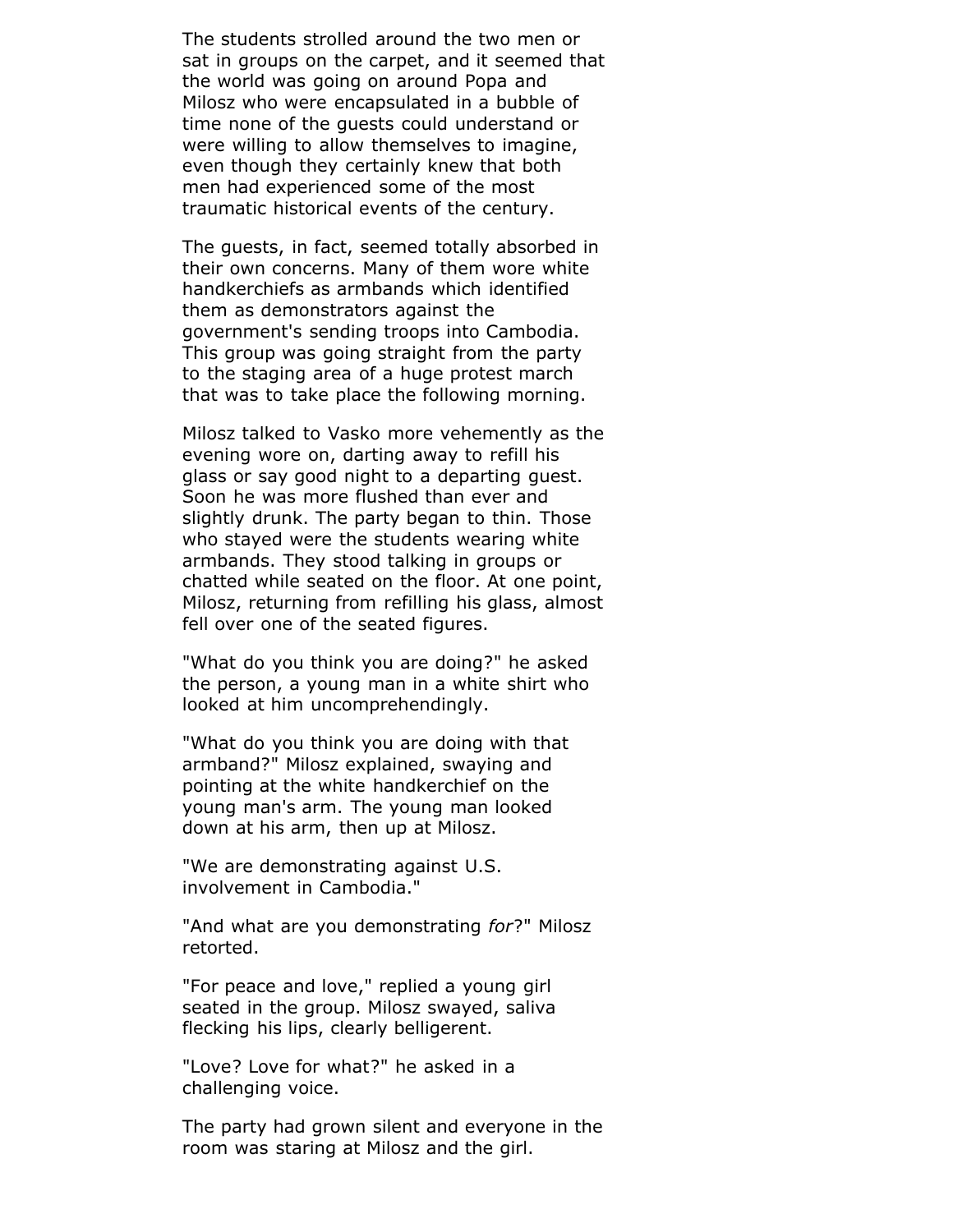The students strolled around the two men or sat in groups on the carpet, and it seemed that the world was going on around Popa and Milosz who were encapsulated in a bubble of time none of the guests could understand or were willing to allow themselves to imagine, even though they certainly knew that both men had experienced some of the most traumatic historical events of the century.

The guests, in fact, seemed totally absorbed in their own concerns. Many of them wore white handkerchiefs as armbands which identified them as demonstrators against the government's sending troops into Cambodia. This group was going straight from the party to the staging area of a huge protest march that was to take place the following morning.

Milosz talked to Vasko more vehemently as the evening wore on, darting away to refill his glass or say good night to a departing guest. Soon he was more flushed than ever and slightly drunk. The party began to thin. Those who stayed were the students wearing white armbands. They stood talking in groups or chatted while seated on the floor. At one point, Milosz, returning from refilling his glass, almost fell over one of the seated figures.

"What do you think you are doing?" he asked the person, a young man in a white shirt who looked at him uncomprehendingly.

"What do you think you are doing with that armband?" Milosz explained, swaying and pointing at the white handkerchief on the young man's arm. The young man looked down at his arm, then up at Milosz.

"We are demonstrating against U.S. involvement in Cambodia."

"And what are you demonstrating *for*?" Milosz retorted.

"For peace and love," replied a young girl seated in the group. Milosz swayed, saliva flecking his lips, clearly belligerent.

"Love? Love for what?" he asked in a challenging voice.

The party had grown silent and everyone in the room was staring at Milosz and the girl.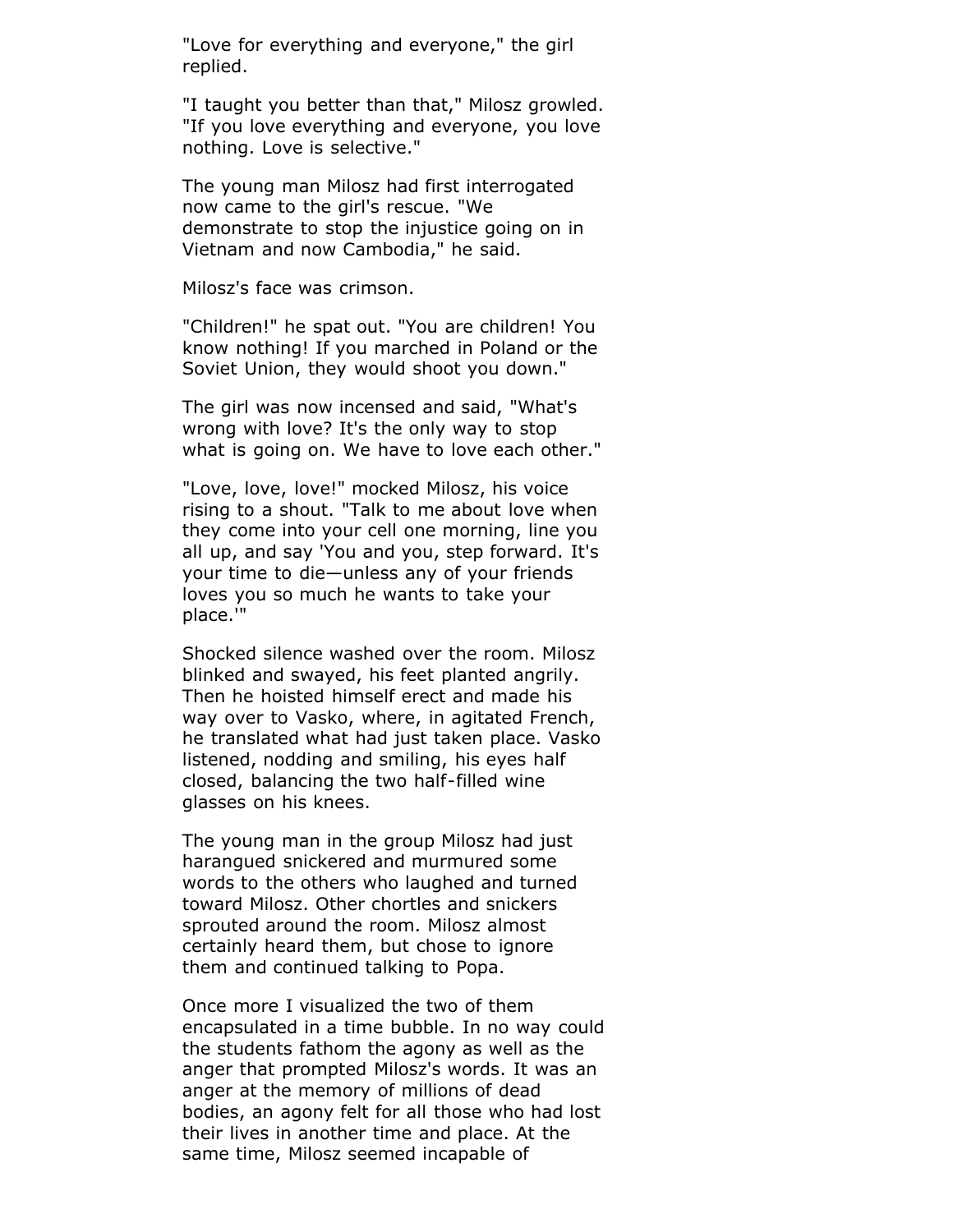"Love for everything and everyone," the girl replied.

"I taught you better than that," Milosz growled. "If you love everything and everyone, you love nothing. Love is selective."

The young man Milosz had first interrogated now came to the girl's rescue. "We demonstrate to stop the injustice going on in Vietnam and now Cambodia," he said.

Milosz's face was crimson.

"Children!" he spat out. "You are children! You know nothing! If you marched in Poland or the Soviet Union, they would shoot you down."

The girl was now incensed and said, "What's wrong with love? It's the only way to stop what is going on. We have to love each other."

"Love, love, love!" mocked Milosz, his voice rising to a shout. "Talk to me about love when they come into your cell one morning, line you all up, and say 'You and you, step forward. It's your time to die—unless any of your friends loves you so much he wants to take your place.'"

Shocked silence washed over the room. Milosz blinked and swayed, his feet planted angrily. Then he hoisted himself erect and made his way over to Vasko, where, in agitated French, he translated what had just taken place. Vasko listened, nodding and smiling, his eyes half closed, balancing the two half-filled wine glasses on his knees.

The young man in the group Milosz had just harangued snickered and murmured some words to the others who laughed and turned toward Milosz. Other chortles and snickers sprouted around the room. Milosz almost certainly heard them, but chose to ignore them and continued talking to Popa.

Once more I visualized the two of them encapsulated in a time bubble. In no way could the students fathom the agony as well as the anger that prompted Milosz's words. It was an anger at the memory of millions of dead bodies, an agony felt for all those who had lost their lives in another time and place. At the same time, Milosz seemed incapable of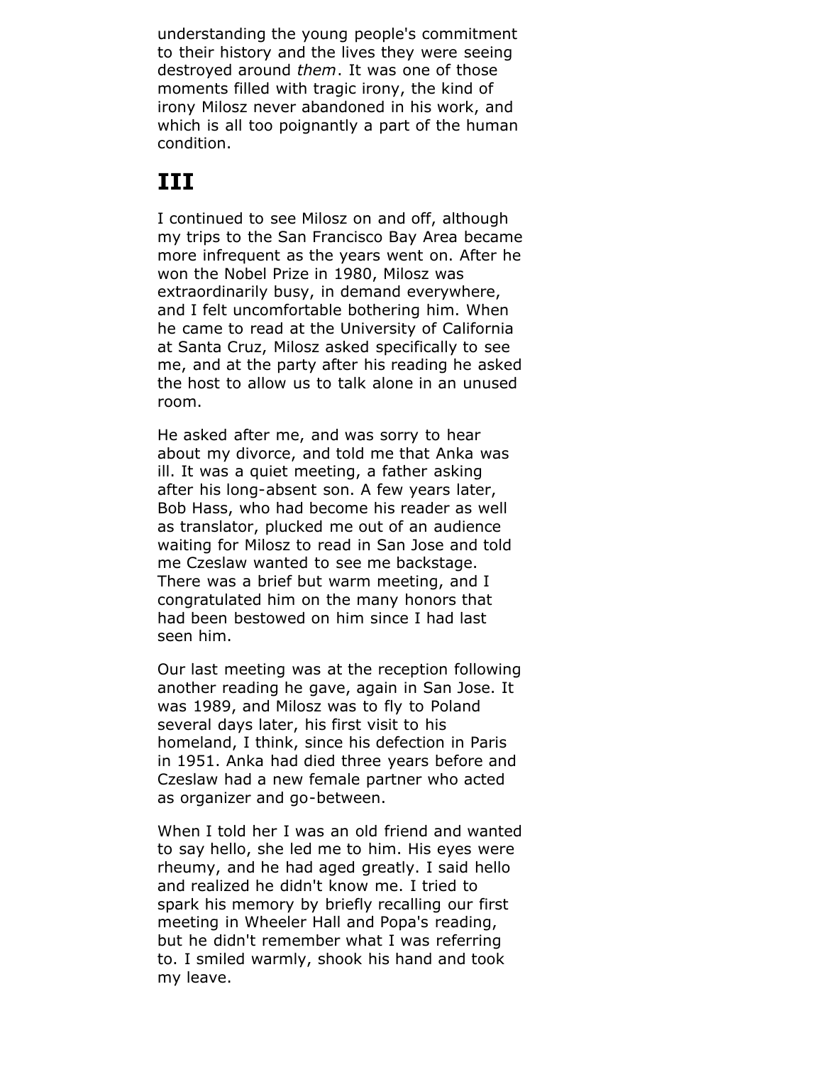understanding the young people's commitment to their history and the lives they were seeing destroyed around *them*. It was one of those moments filled with tragic irony, the kind of irony Milosz never abandoned in his work, and which is all too poignantly a part of the human condition.

# III

I continued to see Milosz on and off, although my trips to the San Francisco Bay Area became more infrequent as the years went on. After he won the Nobel Prize in 1980, Milosz was extraordinarily busy, in demand everywhere, and I felt uncomfortable bothering him. When he came to read at the University of California at Santa Cruz, Milosz asked specifically to see me, and at the party after his reading he asked the host to allow us to talk alone in an unused room.

He asked after me, and was sorry to hear about my divorce, and told me that Anka was ill. It was a quiet meeting, a father asking after his long-absent son. A few years later, Bob Hass, who had become his reader as well as translator, plucked me out of an audience waiting for Milosz to read in San Jose and told me Czeslaw wanted to see me backstage. There was a brief but warm meeting, and I congratulated him on the many honors that had been bestowed on him since I had last seen him.

Our last meeting was at the reception following another reading he gave, again in San Jose. It was 1989, and Milosz was to fly to Poland several days later, his first visit to his homeland, I think, since his defection in Paris in 1951. Anka had died three years before and Czeslaw had a new female partner who acted as organizer and go-between.

When I told her I was an old friend and wanted to say hello, she led me to him. His eyes were rheumy, and he had aged greatly. I said hello and realized he didn't know me. I tried to spark his memory by briefly recalling our first meeting in Wheeler Hall and Popa's reading, but he didn't remember what I was referring to. I smiled warmly, shook his hand and took my leave.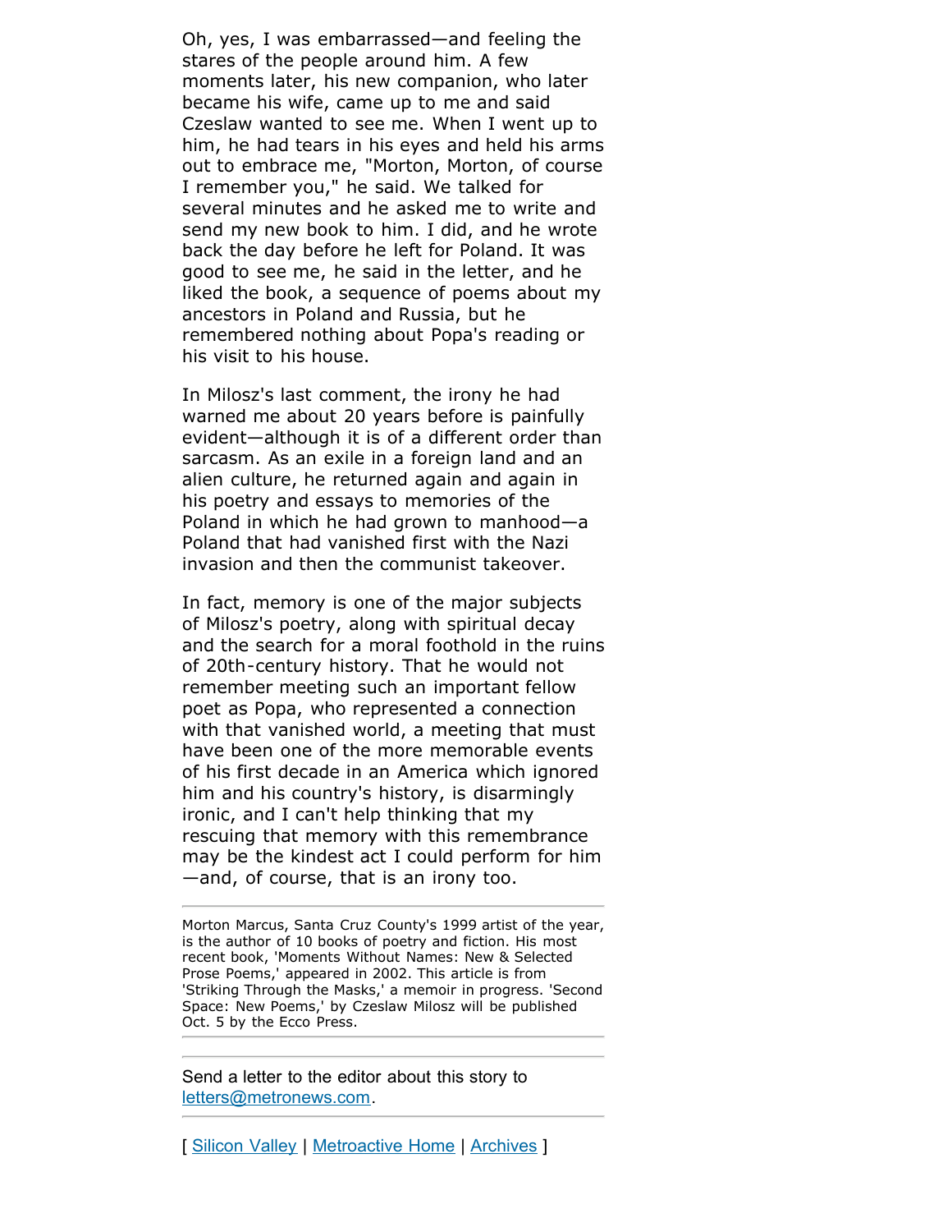Oh, yes, I was embarrassed—and feeling the stares of the people around him. A few moments later, his new companion, who later became his wife, came up to me and said Czeslaw wanted to see me. When I went up to him, he had tears in his eyes and held his arms out to embrace me, "Morton, Morton, of course I remember you," he said. We talked for several minutes and he asked me to write and send my new book to him. I did, and he wrote back the day before he left for Poland. It was good to see me, he said in the letter, and he liked the book, a sequence of poems about my ancestors in Poland and Russia, but he remembered nothing about Popa's reading or his visit to his house.

In Milosz's last comment, the irony he had warned me about 20 years before is painfully evident—although it is of a different order than sarcasm. As an exile in a foreign land and an alien culture, he returned again and again in his poetry and essays to memories of the Poland in which he had grown to manhood—a Poland that had vanished first with the Nazi invasion and then the communist takeover.

In fact, memory is one of the major subjects of Milosz's poetry, along with spiritual decay and the search for a moral foothold in the ruins of 20th-century history. That he would not remember meeting such an important fellow poet as Popa, who represented a connection with that vanished world, a meeting that must have been one of the more memorable events of his first decade in an America which ignored him and his country's history, is disarmingly ironic, and I can't help thinking that my rescuing that memory with this remembrance may be the kindest act I could perform for him —and, of course, that is an irony too.

---

Morton Marcus, Santa Cruz County's 1999 artist of the year, is the author of 10 books of poetry and fiction. His most recent book, 'Moments Without Names: New & Selected Prose Poems,' appeared in 2002. This article is from 'Striking Through the Masks,' a memoir in progress. 'Second Space: New Poems,' by Czeslaw Milosz will be published Oct. 5 by the Ecco Press.

---

Send a letter to the editor about this story to letters@metronews.com.

---

[ Silicon Valley | Metroactive Home | Archives ]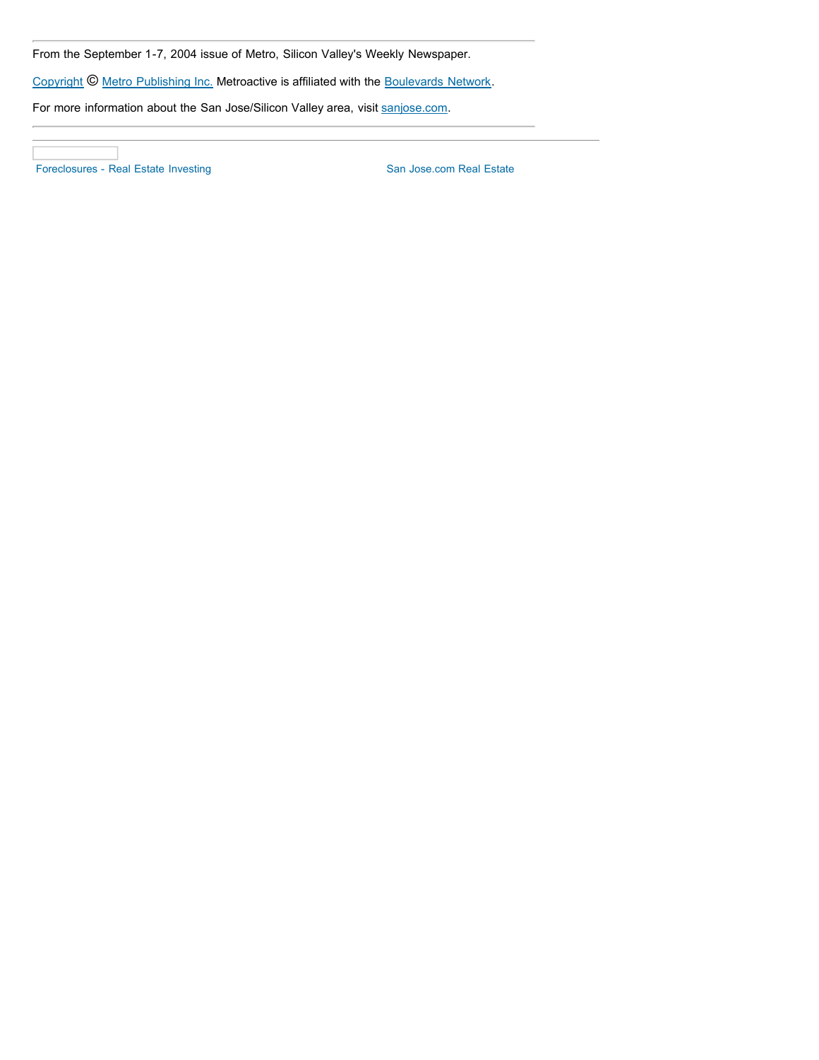---

From the September 1-7, 2004 issue of Metro, Silicon Valley's Weekly Newspaper.

Copyright © Metro Publishing Inc. Metroactive is affiliated with the Boulevards Network.

For more information about the San Jose/Silicon Valley area, visit sanjose.com.

---

Foreclosures - Real Estate Investing

San Jose.com Real Estate